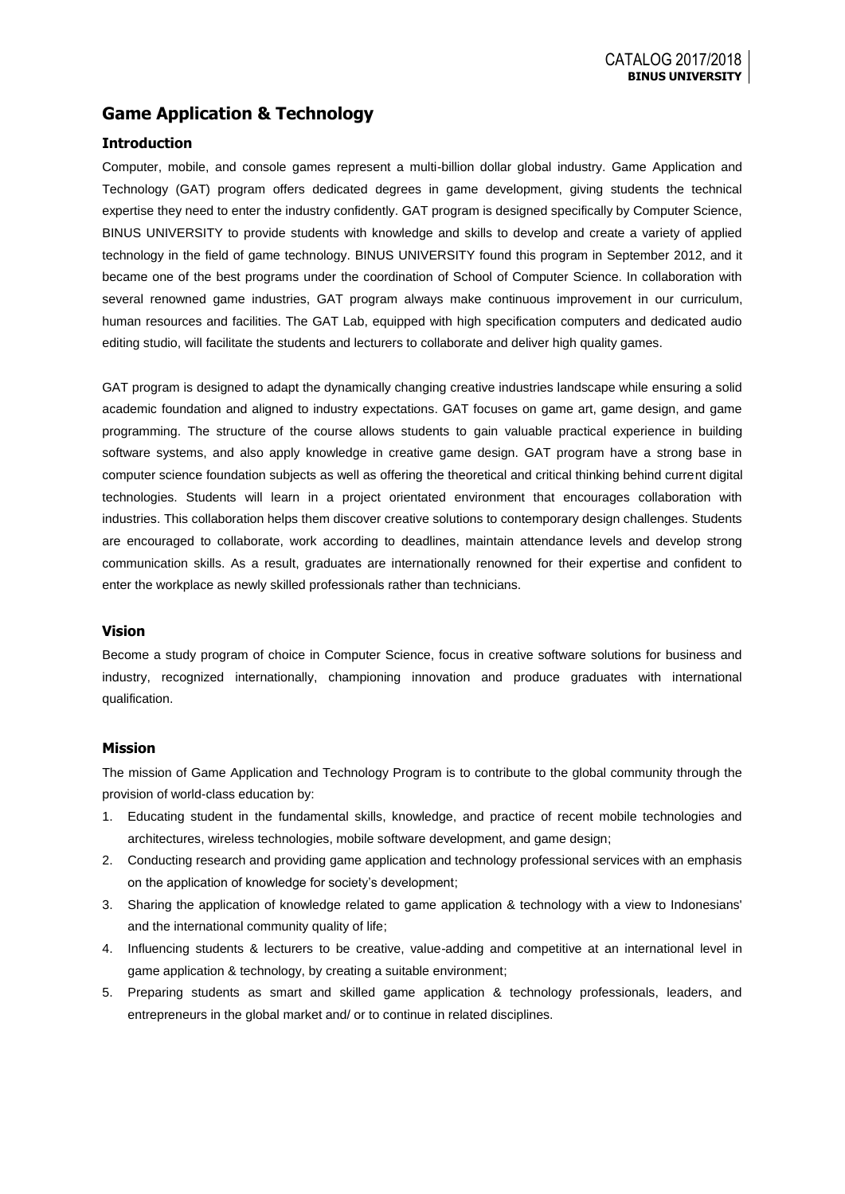# Game Application & Technology

## Introduction

Computer, mobile, and console games represent a multi-billion dollar global industry. Game Application and Technology (GAT) program offers dedicated degrees in game development, giving students the technical expertise they need to enter the industry confidently. GAT program is designed specifically by Computer Science, BINUS UNIVERSITY to provide students with knowledge and skills to develop and create a variety of applied technology in the field of game technology. BINUS UNIVERSITY found this program in September 2012, and it became one of the best programs under the coordination of School of Computer Science. In collaboration with several renowned game industries, GAT program always make continuous improvement in our curriculum, human resources and facilities. The GAT Lab, equipped with high specification computers and dedicated audio editing studio, will facilitate the students and lecturers to collaborate and deliver high quality games.

GAT program is designed to adapt the dynamically changing creative industries landscape while ensuring a solid academic foundation and aligned to industry expectations. GAT focuses on game art, game design, and game programming. The structure of the course allows students to gain valuable practical experience in building software systems, and also apply knowledge in creative game design. GAT program have a strong base in computer science foundation subjects as well as offering the theoretical and critical thinking behind current digital technologies. Students will learn in a project orientated environment that encourages collaboration with industries. This collaboration helps them discover creative solutions to contemporary design challenges. Students are encouraged to collaborate, work according to deadlines, maintain attendance levels and develop strong communication skills. As a result, graduates are internationally renowned for their expertise and confident to enter the workplace as newly skilled professionals rather than technicians.

## Vision

Become a study program of choice in Computer Science, focus in creative software solutions for business and industry, recognized internationally, championing innovation and produce graduates with international qualification.

## Mission

The mission of Game Application and Technology Program is to contribute to the global community through the provision of world-class education by:

1. Educating student in the fundamental skills, knowledge, and practice of recent mobile technologies and architectures, wireless technologies, mobile software development, and game design;
2. Conducting research and providing game application and technology professional services with an emphasis on the application of knowledge for society's development;
3. Sharing the application of knowledge related to game application & technology with a view to Indonesians' and the international community quality of life;
4. Influencing students & lecturers to be creative, value-adding and competitive at an international level in game application & technology, by creating a suitable environment;
5. Preparing students as smart and skilled game application & technology professionals, leaders, and entrepreneurs in the global market and/ or to continue in related disciplines.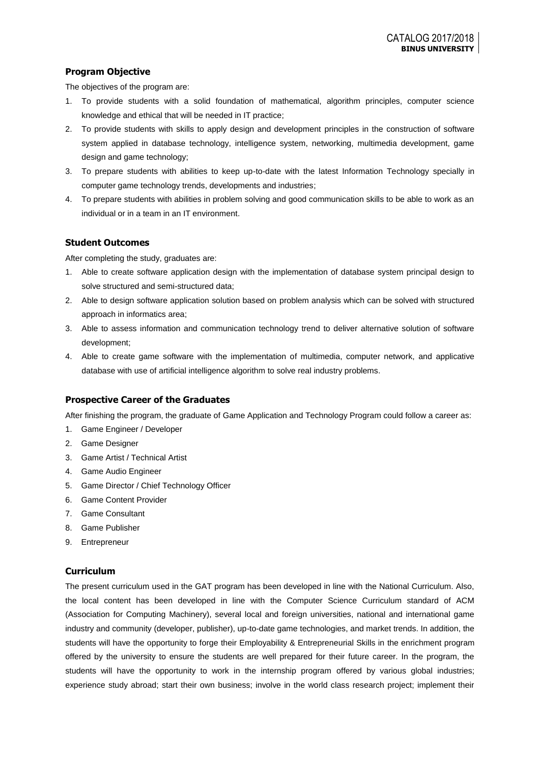## Program Objective

The objectives of the program are:

1. To provide students with a solid foundation of mathematical, algorithm principles, computer science knowledge and ethical that will be needed in IT practice;
2. To provide students with skills to apply design and development principles in the construction of software system applied in database technology, intelligence system, networking, multimedia development, game design and game technology;
3. To prepare students with abilities to keep up-to-date with the latest Information Technology specially in computer game technology trends, developments and industries;
4. To prepare students with abilities in problem solving and good communication skills to be able to work as an individual or in a team in an IT environment.

## Student Outcomes

After completing the study, graduates are:

1. Able to create software application design with the implementation of database system principal design to solve structured and semi-structured data;
2. Able to design software application solution based on problem analysis which can be solved with structured approach in informatics area;
3. Able to assess information and communication technology trend to deliver alternative solution of software development;
4. Able to create game software with the implementation of multimedia, computer network, and applicative database with use of artificial intelligence algorithm to solve real industry problems.

## Prospective Career of the Graduates

After finishing the program, the graduate of Game Application and Technology Program could follow a career as:

1. Game Engineer / Developer
2. Game Designer
3. Game Artist / Technical Artist
4. Game Audio Engineer
5. Game Director / Chief Technology Officer
6. Game Content Provider
7. Game Consultant
8. Game Publisher
9. Entrepreneur

## Curriculum

The present curriculum used in the GAT program has been developed in line with the National Curriculum. Also, the local content has been developed in line with the Computer Science Curriculum standard of ACM (Association for Computing Machinery), several local and foreign universities, national and international game industry and community (developer, publisher), up-to-date game technologies, and market trends. In addition, the students will have the opportunity to forge their Employability & Entrepreneurial Skills in the enrichment program offered by the university to ensure the students are well prepared for their future career. In the program, the students will have the opportunity to work in the internship program offered by various global industries; experience study abroad; start their own business; involve in the world class research project; implement their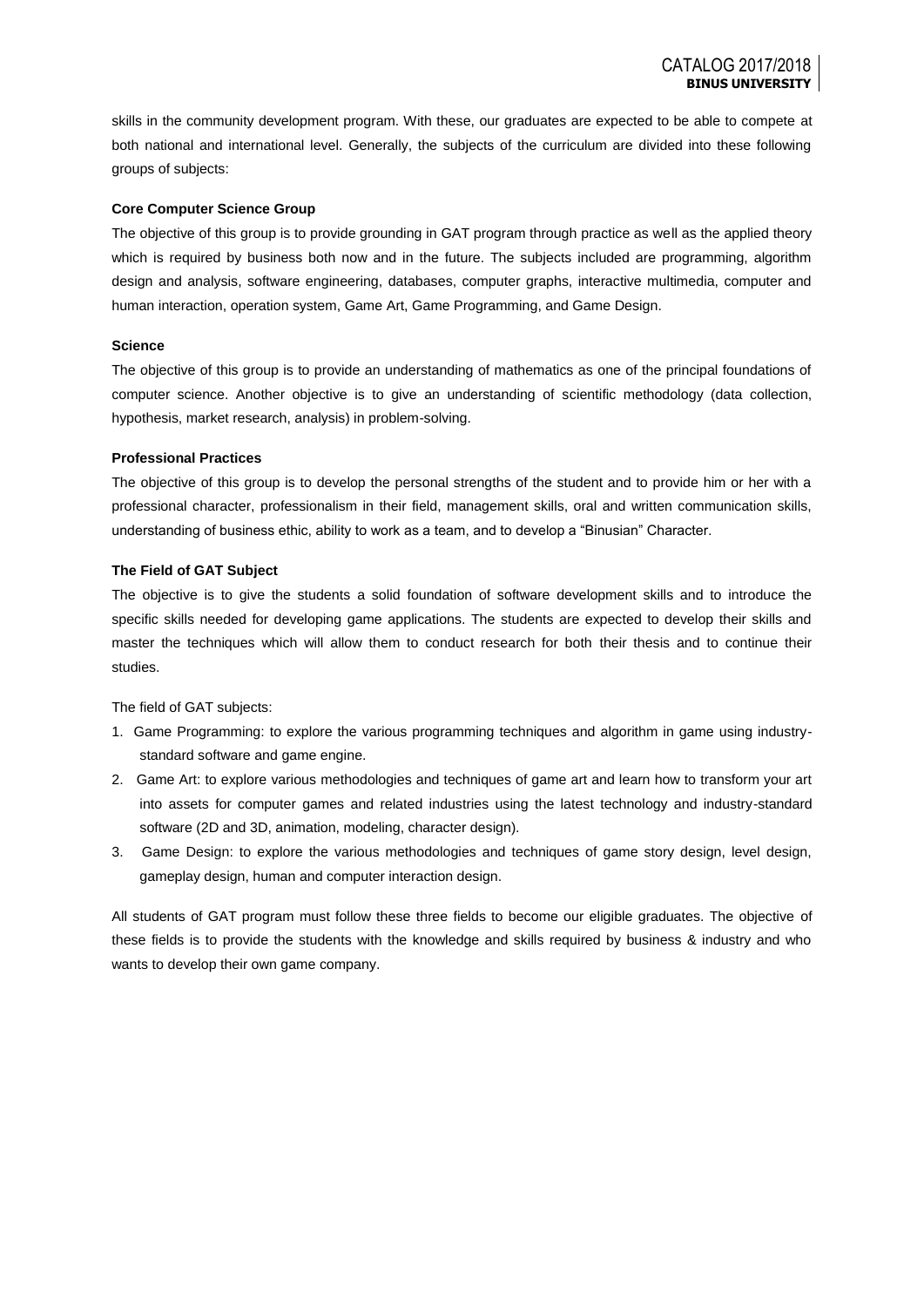skills in the community development program. With these, our graduates are expected to be able to compete at both national and international level. Generally, the subjects of the curriculum are divided into these following groups of subjects:

**Core Computer Science Group**

The objective of this group is to provide grounding in GAT program through practice as well as the applied theory which is required by business both now and in the future. The subjects included are programming, algorithm design and analysis, software engineering, databases, computer graphs, interactive multimedia, computer and human interaction, operation system, Game Art, Game Programming, and Game Design.

**Science**

The objective of this group is to provide an understanding of mathematics as one of the principal foundations of computer science. Another objective is to give an understanding of scientific methodology (data collection, hypothesis, market research, analysis) in problem-solving.

**Professional Practices**

The objective of this group is to develop the personal strengths of the student and to provide him or her with a professional character, professionalism in their field, management skills, oral and written communication skills, understanding of business ethic, ability to work as a team, and to develop a "Binusian" Character.

**The Field of GAT Subject**

The objective is to give the students a solid foundation of software development skills and to introduce the specific skills needed for developing game applications. The students are expected to develop their skills and master the techniques which will allow them to conduct research for both their thesis and to continue their studies.

The field of GAT subjects:

1. Game Programming: to explore the various programming techniques and algorithm in game using industry-standard software and game engine.
2. Game Art: to explore various methodologies and techniques of game art and learn how to transform your art into assets for computer games and related industries using the latest technology and industry-standard software (2D and 3D, animation, modeling, character design).
3. Game Design: to explore the various methodologies and techniques of game story design, level design, gameplay design, human and computer interaction design.

All students of GAT program must follow these three fields to become our eligible graduates. The objective of these fields is to provide the students with the knowledge and skills required by business & industry and who wants to develop their own game company.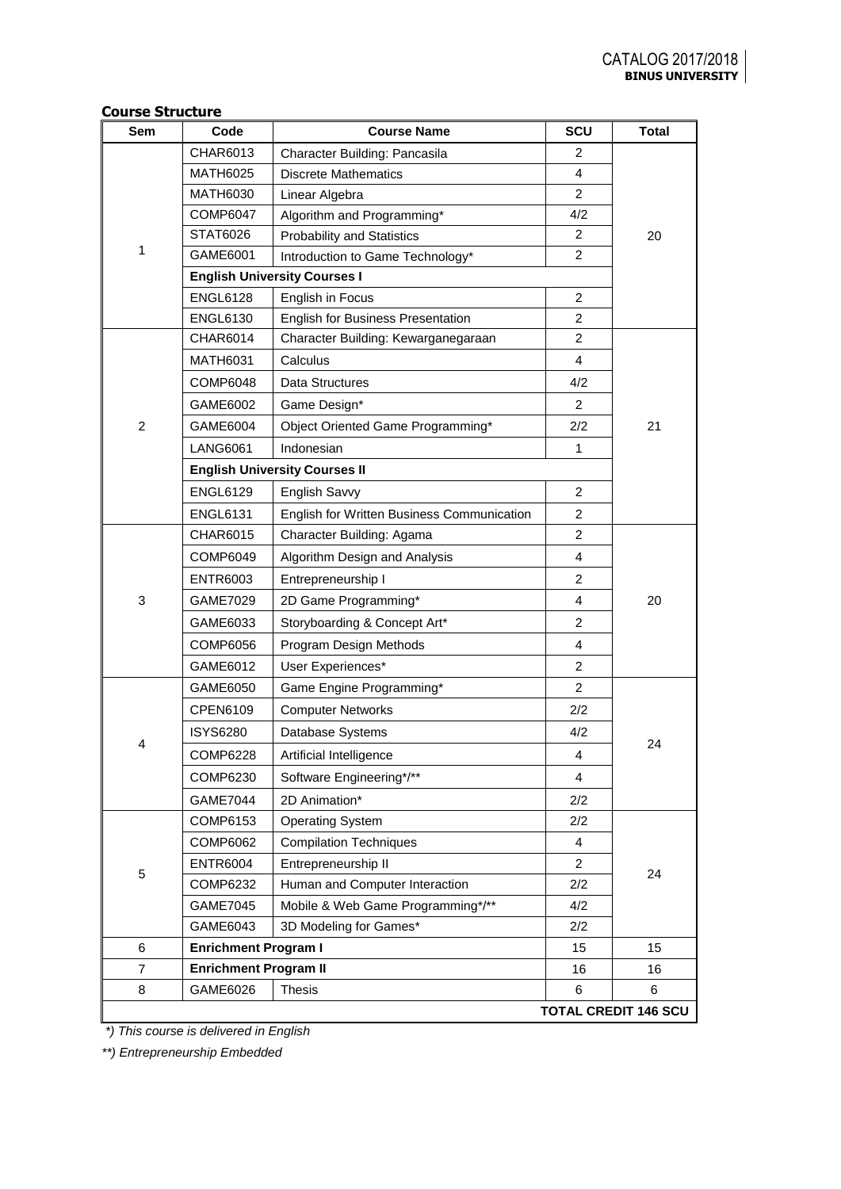**Course Structure**

| Sem | Code | Course Name | SCU | Total |
|---|---|---|---|---|
| 1 | CHAR6013 | Character Building: Pancasila | 2 | 20 |
| | MATH6025 | Discrete Mathematics | 4 | |
| | MATH6030 | Linear Algebra | 2 | |
| | COMP6047 | Algorithm and Programming* | 4/2 | |
| | STAT6026 | Probability and Statistics | 2 | |
| | GAME6001 | Introduction to Game Technology* | 2 | |
| | **English University Courses I** | | | |
| | ENGL6128 | English in Focus | 2 | |
| | ENGL6130 | English for Business Presentation | 2 | |
| 2 | CHAR6014 | Character Building: Kewarganegaraan | 2 | 21 |
| | MATH6031 | Calculus | 4 | |
| | COMP6048 | Data Structures | 4/2 | |
| | GAME6002 | Game Design* | 2 | |
| | GAME6004 | Object Oriented Game Programming* | 2/2 | |
| | LANG6061 | Indonesian | 1 | |
| | **English University Courses II** | | | |
| | ENGL6129 | English Savvy | 2 | |
| | ENGL6131 | English for Written Business Communication | 2 | |
| 3 | CHAR6015 | Character Building: Agama | 2 | 20 |
| | COMP6049 | Algorithm Design and Analysis | 4 | |
| | ENTR6003 | Entrepreneurship I | 2 | |
| | GAME7029 | 2D Game Programming* | 4 | |
| | GAME6033 | Storyboarding & Concept Art* | 2 | |
| | COMP6056 | Program Design Methods | 4 | |
| | GAME6012 | User Experiences* | 2 | |
| 4 | GAME6050 | Game Engine Programming* | 2 | 24 |
| | CPEN6109 | Computer Networks | 2/2 | |
| | ISYS6280 | Database Systems | 4/2 | |
| | COMP6228 | Artificial Intelligence | 4 | |
| | COMP6230 | Software Engineering*/** | 4 | |
| | GAME7044 | 2D Animation* | 2/2 | |
| 5 | COMP6153 | Operating System | 2/2 | 24 |
| | COMP6062 | Compilation Techniques | 4 | |
| | ENTR6004 | Entrepreneurship II | 2 | |
| | COMP6232 | Human and Computer Interaction | 2/2 | |
| | GAME7045 | Mobile & Web Game Programming*/** | 4/2 | |
| | GAME6043 | 3D Modeling for Games* | 2/2 | |
| 6 | **Enrichment Program I** | | 15 | 15 |
| 7 | **Enrichment Program II** | | 16 | 16 |
| 8 | GAME6026 | Thesis | 6 | 6 |
| | | | | **TOTAL CREDIT 146 SCU** |

*) This course is delivered in English

**) Entrepreneurship Embedded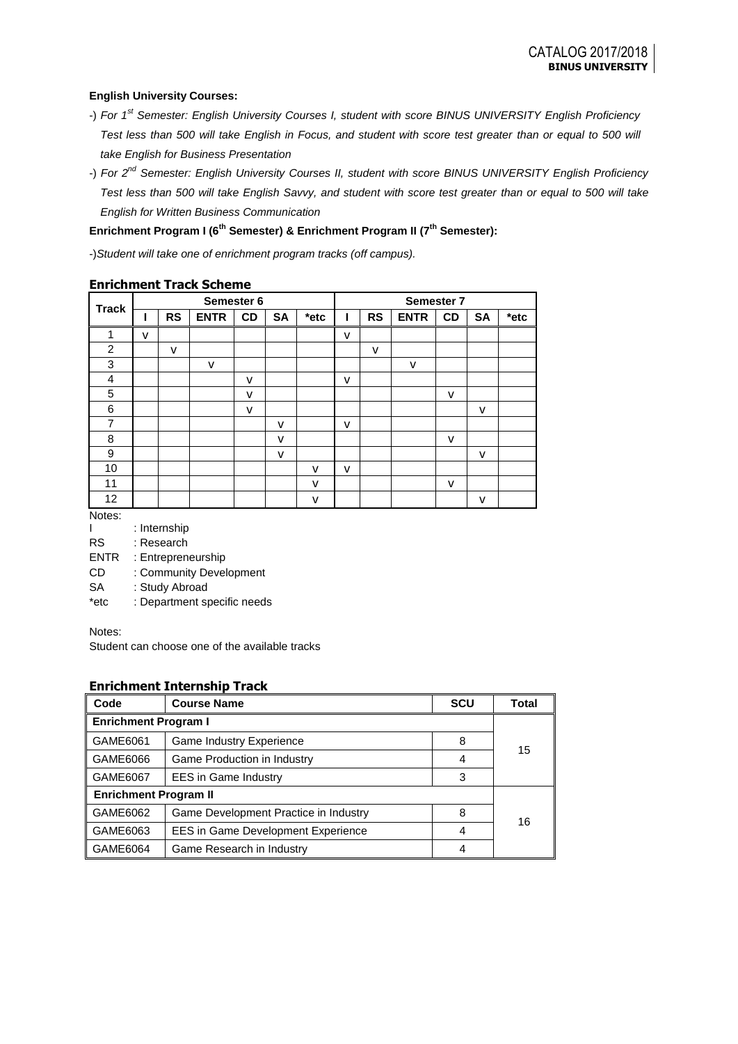**English University Courses:**

-) *For 1st Semester: English University Courses I, student with score BINUS UNIVERSITY English Proficiency Test less than 500 will take English in Focus, and student with score test greater than or equal to 500 will take English for Business Presentation*

-) *For 2nd Semester: English University Courses II, student with score BINUS UNIVERSITY English Proficiency Test less than 500 will take English Savvy, and student with score test greater than or equal to 500 will take English for Written Business Communication*

**Enrichment Program I (6th Semester) & Enrichment Program II (7th Semester):**

-)*Student will take one of enrichment program tracks (off campus).*

### Enrichment Track Scheme

| Track | Semester 6 | | | | | | Semester 7 | | | | | |
|---|---|---|---|---|---|---|---|---|---|---|---|---|
| | I | RS | ENTR | CD | SA | *etc | I | RS | ENTR | CD | SA | *etc |
| 1 | v | | | | | | v | | | | | |
| 2 | | v | | | | | | v | | | | |
| 3 | | | v | | | | | | v | | | |
| 4 | | | | v | | | v | | | | | |
| 5 | | | | v | | | | | | v | | |
| 6 | | | | v | | | | | | | v | |
| 7 | | | | | v | | v | | | | | |
| 8 | | | | | v | | | | | v | | |
| 9 | | | | | v | | | | | | v | |
| 10 | | | | | | v | v | | | | | |
| 11 | | | | | | v | | | | v | | |
| 12 | | | | | | v | | | | | v | |

Notes:

I : Internship
RS : Research
ENTR : Entrepreneurship
CD : Community Development
SA : Study Abroad
*etc : Department specific needs

Notes:
Student can choose one of the available tracks

### Enrichment Internship Track

| Code | Course Name | SCU | Total |
|---|---|---|---|
| **Enrichment Program I** | | | |
| GAME6061 | Game Industry Experience | 8 | 15 |
| GAME6066 | Game Production in Industry | 4 | |
| GAME6067 | EES in Game Industry | 3 | |
| **Enrichment Program II** | | | |
| GAME6062 | Game Development Practice in Industry | 8 | 16 |
| GAME6063 | EES in Game Development Experience | 4 | |
| GAME6064 | Game Research in Industry | 4 | |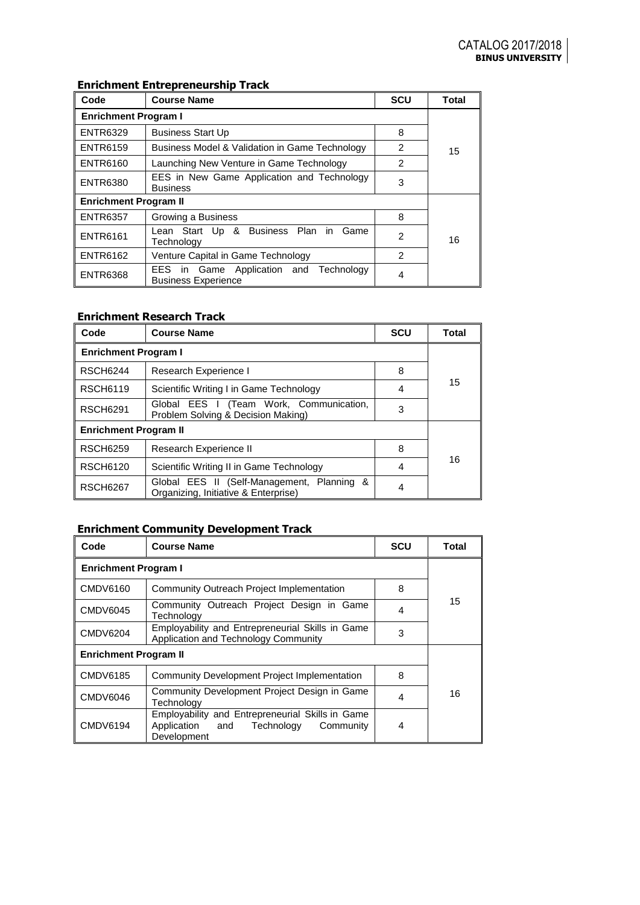## Enrichment Entrepreneurship Track

| Code | Course Name | SCU | Total |
|---|---|---|---|
| **Enrichment Program I** | | | |
| ENTR6329 | Business Start Up | 8 | 15 |
| ENTR6159 | Business Model & Validation in Game Technology | 2 | |
| ENTR6160 | Launching New Venture in Game Technology | 2 | |
| ENTR6380 | EES in New Game Application and Technology Business | 3 | |
| **Enrichment Program II** | | | |
| ENTR6357 | Growing a Business | 8 | 16 |
| ENTR6161 | Lean Start Up & Business Plan in Game Technology | 2 | |
| ENTR6162 | Venture Capital in Game Technology | 2 | |
| ENTR6368 | EES in Game Application and Technology Business Experience | 4 | |

## Enrichment Research Track

| Code | Course Name | SCU | Total |
|---|---|---|---|
| **Enrichment Program I** | | | |
| RSCH6244 | Research Experience I | 8 | 15 |
| RSCH6119 | Scientific Writing I in Game Technology | 4 | |
| RSCH6291 | Global EES I (Team Work, Communication, Problem Solving & Decision Making) | 3 | |
| **Enrichment Program II** | | | |
| RSCH6259 | Research Experience II | 8 | 16 |
| RSCH6120 | Scientific Writing II in Game Technology | 4 | |
| RSCH6267 | Global EES II (Self-Management, Planning & Organizing, Initiative & Enterprise) | 4 | |

## Enrichment Community Development Track

| Code | Course Name | SCU | Total |
|---|---|---|---|
| **Enrichment Program I** | | | |
| CMDV6160 | Community Outreach Project Implementation | 8 | 15 |
| CMDV6045 | Community Outreach Project Design in Game Technology | 4 | |
| CMDV6204 | Employability and Entrepreneurial Skills in Game Application and Technology Community | 3 | |
| **Enrichment Program II** | | | |
| CMDV6185 | Community Development Project Implementation | 8 | 16 |
| CMDV6046 | Community Development Project Design in Game Technology | 4 | |
| CMDV6194 | Employability and Entrepreneurial Skills in Game Application and Technology Community Development | 4 | |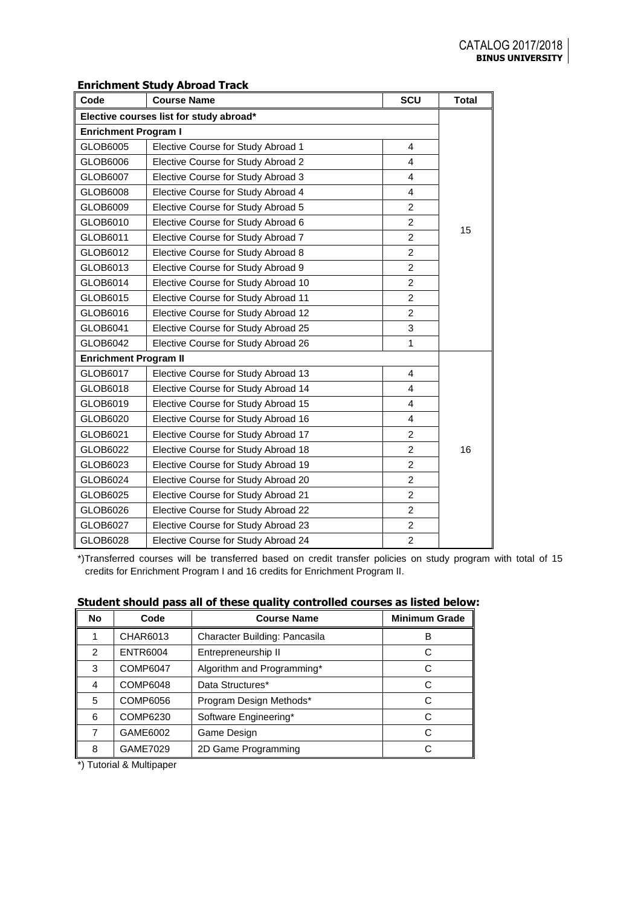**Enrichment Study Abroad Track**

| Code | Course Name | SCU | Total |
|---|---|---|---|
| **Elective courses list for study abroad*** | | | |
| **Enrichment Program I** | | | 15 |
| GLOB6005 | Elective Course for Study Abroad 1 | 4 | |
| GLOB6006 | Elective Course for Study Abroad 2 | 4 | |
| GLOB6007 | Elective Course for Study Abroad 3 | 4 | |
| GLOB6008 | Elective Course for Study Abroad 4 | 4 | |
| GLOB6009 | Elective Course for Study Abroad 5 | 2 | |
| GLOB6010 | Elective Course for Study Abroad 6 | 2 | |
| GLOB6011 | Elective Course for Study Abroad 7 | 2 | |
| GLOB6012 | Elective Course for Study Abroad 8 | 2 | |
| GLOB6013 | Elective Course for Study Abroad 9 | 2 | |
| GLOB6014 | Elective Course for Study Abroad 10 | 2 | |
| GLOB6015 | Elective Course for Study Abroad 11 | 2 | |
| GLOB6016 | Elective Course for Study Abroad 12 | 2 | |
| GLOB6041 | Elective Course for Study Abroad 25 | 3 | |
| GLOB6042 | Elective Course for Study Abroad 26 | 1 | |
| **Enrichment Program II** | | | 16 |
| GLOB6017 | Elective Course for Study Abroad 13 | 4 | |
| GLOB6018 | Elective Course for Study Abroad 14 | 4 | |
| GLOB6019 | Elective Course for Study Abroad 15 | 4 | |
| GLOB6020 | Elective Course for Study Abroad 16 | 4 | |
| GLOB6021 | Elective Course for Study Abroad 17 | 2 | |
| GLOB6022 | Elective Course for Study Abroad 18 | 2 | |
| GLOB6023 | Elective Course for Study Abroad 19 | 2 | |
| GLOB6024 | Elective Course for Study Abroad 20 | 2 | |
| GLOB6025 | Elective Course for Study Abroad 21 | 2 | |
| GLOB6026 | Elective Course for Study Abroad 22 | 2 | |
| GLOB6027 | Elective Course for Study Abroad 23 | 2 | |
| GLOB6028 | Elective Course for Study Abroad 24 | 2 | |

*)Transferred courses will be transferred based on credit transfer policies on study program with total of 15 credits for Enrichment Program I and 16 credits for Enrichment Program II.

**Student should pass all of these quality controlled courses as listed below:**

| No | Code | Course Name | Minimum Grade |
|---|---|---|---|
| 1 | CHAR6013 | Character Building: Pancasila | B |
| 2 | ENTR6004 | Entrepreneurship II | C |
| 3 | COMP6047 | Algorithm and Programming* | C |
| 4 | COMP6048 | Data Structures* | C |
| 5 | COMP6056 | Program Design Methods* | C |
| 6 | COMP6230 | Software Engineering* | C |
| 7 | GAME6002 | Game Design | C |
| 8 | GAME7029 | 2D Game Programming | C |

*) Tutorial & Multipaper